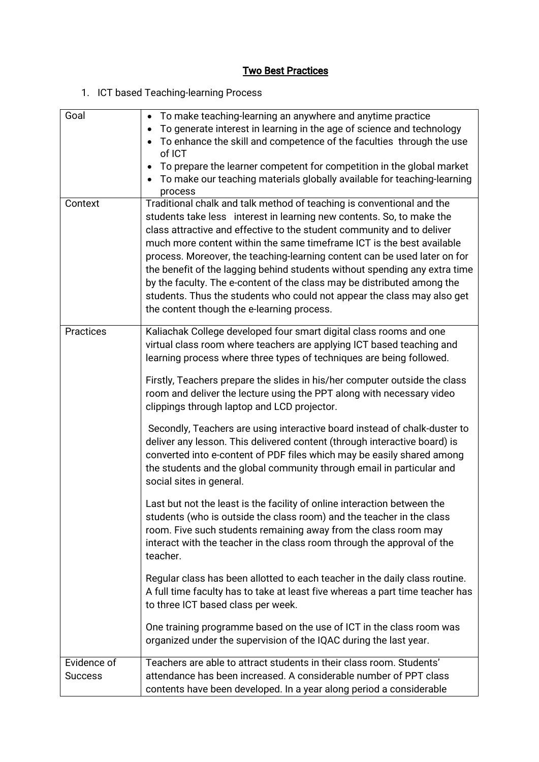# Two Best Practices

1. ICT based Teaching-learning Process

| Goal | • To make teaching-learning an anywhere and anytime practice<br>• To generate interest in learning in the age of science and technology<br>• To enhance the skill and competence of the faculties through the use of ICT<br>• To prepare the learner competent for competition in the global market<br>• To make our teaching materials globally available for teaching-learning process |
|---|---|
| Context | Traditional chalk and talk method of teaching is conventional and the students take less interest in learning new contents. So, to make the class attractive and effective to the student community and to deliver much more content within the same timeframe ICT is the best available process. Moreover, the teaching-learning content can be used later on for the benefit of the lagging behind students without spending any extra time by the faculty. The e-content of the class may be distributed among the students. Thus the students who could not appear the class may also get the content though the e-learning process. |
| Practices | Kaliachak College developed four smart digital class rooms and one virtual class room where teachers are applying ICT based teaching and learning process where three types of techniques are being followed.<br><br>Firstly, Teachers prepare the slides in his/her computer outside the class room and deliver the lecture using the PPT along with necessary video clippings through laptop and LCD projector.<br><br>Secondly, Teachers are using interactive board instead of chalk-duster to deliver any lesson. This delivered content (through interactive board) is converted into e-content of PDF files which may be easily shared among the students and the global community through email in particular and social sites in general.<br><br>Last but not the least is the facility of online interaction between the students (who is outside the class room) and the teacher in the class room. Five such students remaining away from the class room may interact with the teacher in the class room through the approval of the teacher.<br><br>Regular class has been allotted to each teacher in the daily class routine. A full time faculty has to take at least five whereas a part time teacher has to three ICT based class per week.<br><br>One training programme based on the use of ICT in the class room was organized under the supervision of the IQAC during the last year. |
| Evidence of Success | Teachers are able to attract students in their class room. Students' attendance has been increased. A considerable number of PPT class contents have been developed. In a year along period a considerable |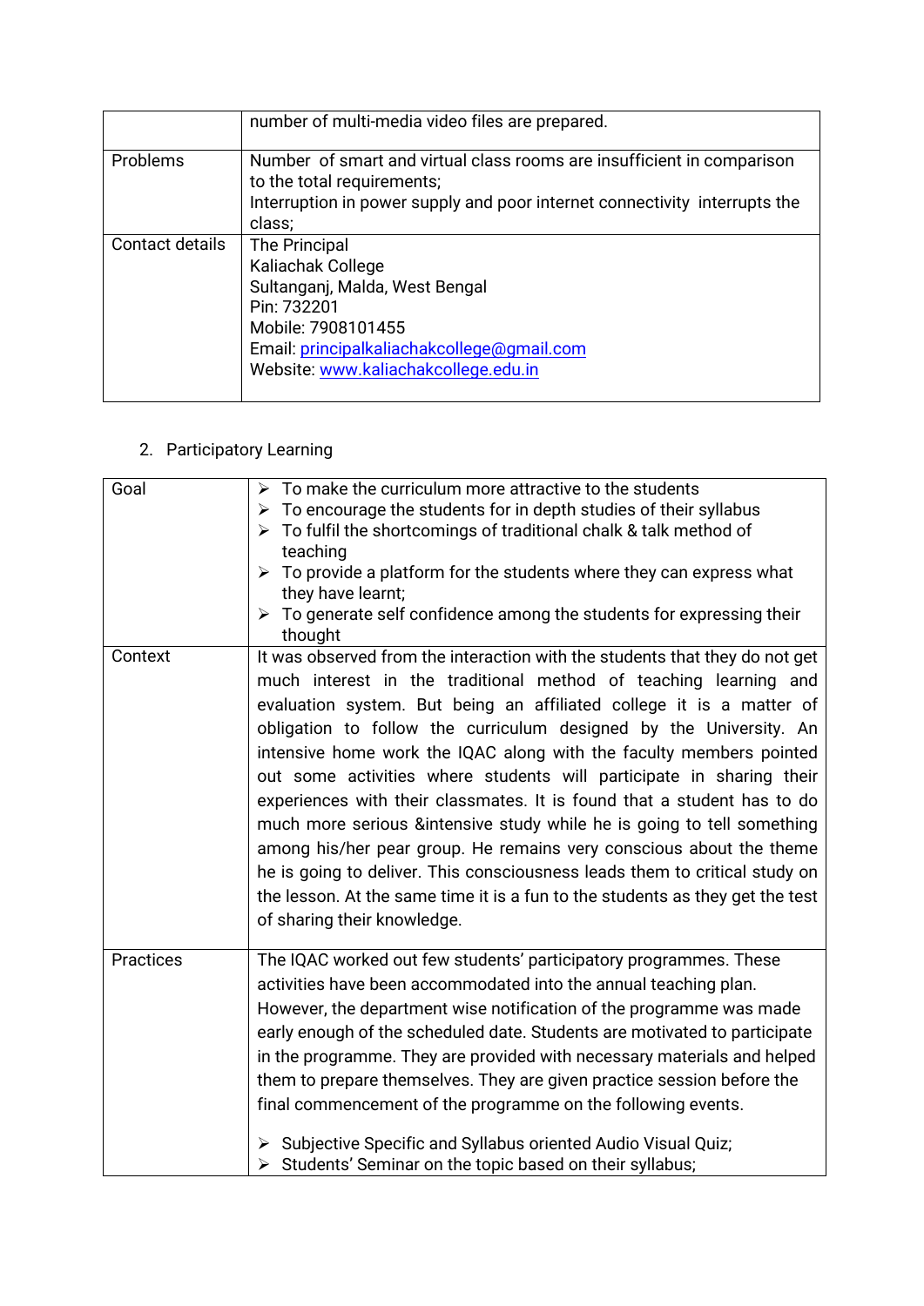| | number of multi-media video files are prepared. |
|---|---|
| Problems | Number of smart and virtual class rooms are insufficient in comparison to the total requirements;<br>Interruption in power supply and poor internet connectivity interrupts the class; |
| Contact details | The Principal<br>Kaliachak College<br>Sultanganj, Malda, West Bengal<br>Pin: 732201<br>Mobile: 7908101455<br>Email: principalkaliachakcollege@gmail.com<br>Website: www.kaliachakcollege.edu.in |

2. Participatory Learning

| Goal | ➢ To make the curriculum more attractive to the students<br>➢ To encourage the students for in depth studies of their syllabus<br>➢ To fulfil the shortcomings of traditional chalk & talk method of teaching<br>➢ To provide a platform for the students where they can express what they have learnt;<br>➢ To generate self confidence among the students for expressing their thought |
|---|---|
| Context | It was observed from the interaction with the students that they do not get much interest in the traditional method of teaching learning and evaluation system. But being an affiliated college it is a matter of obligation to follow the curriculum designed by the University. An intensive home work the IQAC along with the faculty members pointed out some activities where students will participate in sharing their experiences with their classmates. It is found that a student has to do much more serious &intensive study while he is going to tell something among his/her pear group. He remains very conscious about the theme he is going to deliver. This consciousness leads them to critical study on the lesson. At the same time it is a fun to the students as they get the test of sharing their knowledge. |
| Practices | The IQAC worked out few students' participatory programmes. These activities have been accommodated into the annual teaching plan. However, the department wise notification of the programme was made early enough of the scheduled date. Students are motivated to participate in the programme. They are provided with necessary materials and helped them to prepare themselves. They are given practice session before the final commencement of the programme on the following events.<br><br>➢ Subjective Specific and Syllabus oriented Audio Visual Quiz;<br>➢ Students' Seminar on the topic based on their syllabus; |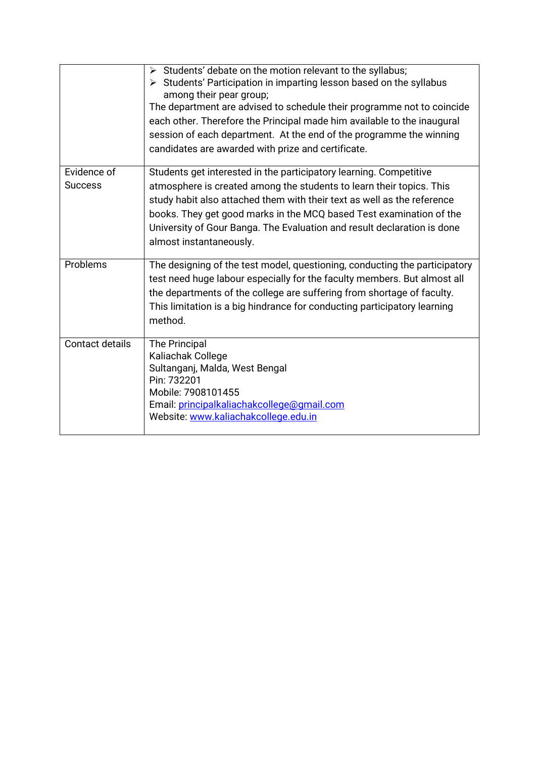| | |
|---|---|
| | ➢ Students' debate on the motion relevant to the syllabus;<br>➢ Students' Participation in imparting lesson based on the syllabus among their pear group;<br>The department are advised to schedule their programme not to coincide each other. Therefore the Principal made him available to the inaugural session of each department. At the end of the programme the winning candidates are awarded with prize and certificate. |
| Evidence of Success | Students get interested in the participatory learning. Competitive atmosphere is created among the students to learn their topics. This study habit also attached them with their text as well as the reference books. They get good marks in the MCQ based Test examination of the University of Gour Banga. The Evaluation and result declaration is done almost instantaneously. |
| Problems | The designing of the test model, questioning, conducting the participatory test need huge labour especially for the faculty members. But almost all the departments of the college are suffering from shortage of faculty. This limitation is a big hindrance for conducting participatory learning method. |
| Contact details | The Principal<br>Kaliachak College<br>Sultanganj, Malda, West Bengal<br>Pin: 732201<br>Mobile: 7908101455<br>Email: principalkaliachakcollege@gmail.com<br>Website: www.kaliachakcollege.edu.in |